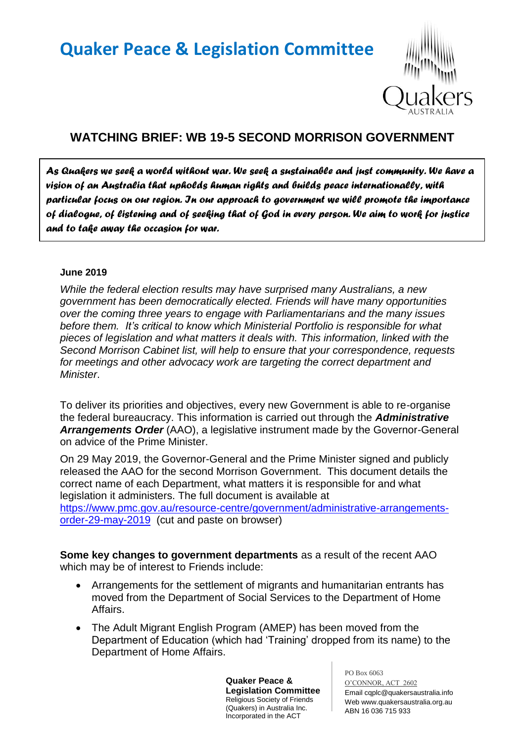# Quaker Peace & Legislation Committee

## WATCHING BRIEF: WB 19-5 SECOND MORRISON GOVERNMENT

> ***As Quakers we seek a world without war. We seek a sustainable and just community. We have a vision of an Australia that upholds human rights and builds peace internationally, with particular focus on our region. In our approach to government we will promote the importance of dialogue, of listening and of seeking that of God in every person. We aim to work for justice and to take away the occasion for war.***

**June 2019**

*While the federal election results may have surprised many Australians, a new government has been democratically elected. Friends will have many opportunities over the coming three years to engage with Parliamentarians and the many issues before them. It's critical to know which Ministerial Portfolio is responsible for what pieces of legislation and what matters it deals with. This information, linked with the Second Morrison Cabinet list, will help to ensure that your correspondence, requests for meetings and other advocacy work are targeting the correct department and Minister*.

To deliver its priorities and objectives, every new Government is able to re-organise the federal bureaucracy. This information is carried out through the ***Administrative Arrangements Order*** (AAO), a legislative instrument made by the Governor-General on advice of the Prime Minister.

On 29 May 2019, the Governor-General and the Prime Minister signed and publicly released the AAO for the second Morrison Government. This document details the correct name of each Department, what matters it is responsible for and what legislation it administers. The full document is available at https://www.pmc.gov.au/resource-centre/government/administrative-arrangements-order-29-may-2019 (cut and paste on browser)

**Some key changes to government departments** as a result of the recent AAO which may be of interest to Friends include:

- Arrangements for the settlement of migrants and humanitarian entrants has moved from the Department of Social Services to the Department of Home Affairs.
- The Adult Migrant English Program (AMEP) has been moved from the Department of Education (which had 'Training' dropped from its name) to the Department of Home Affairs.

**Quaker Peace & Legislation Committee**
Religious Society of Friends (Quakers) in Australia Inc.
Incorporated in the ACT

PO Box 6063
O'CONNOR, ACT 2602
Email cqplc@quakersaustralia.info
Web www.quakersaustralia.org.au
ABN 16 036 715 933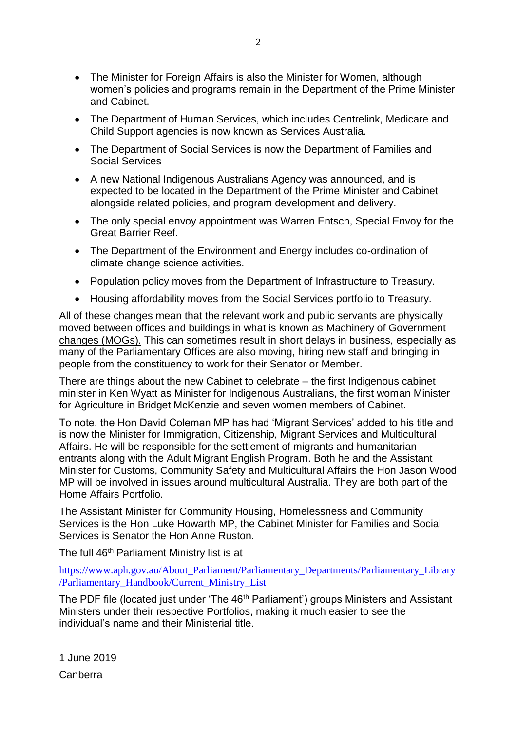- The Minister for Foreign Affairs is also the Minister for Women, although women's policies and programs remain in the Department of the Prime Minister and Cabinet.
- The Department of Human Services, which includes Centrelink, Medicare and Child Support agencies is now known as Services Australia.
- The Department of Social Services is now the Department of Families and Social Services
- A new National Indigenous Australians Agency was announced, and is expected to be located in the Department of the Prime Minister and Cabinet alongside related policies, and program development and delivery.
- The only special envoy appointment was Warren Entsch, Special Envoy for the Great Barrier Reef.
- The Department of the Environment and Energy includes co-ordination of climate change science activities.
- Population policy moves from the Department of Infrastructure to Treasury.
- Housing affordability moves from the Social Services portfolio to Treasury.

All of these changes mean that the relevant work and public servants are physically moved between offices and buildings in what is known as Machinery of Government changes (MOGs). This can sometimes result in short delays in business, especially as many of the Parliamentary Offices are also moving, hiring new staff and bringing in people from the constituency to work for their Senator or Member.

There are things about the new Cabinet to celebrate – the first Indigenous cabinet minister in Ken Wyatt as Minister for Indigenous Australians, the first woman Minister for Agriculture in Bridget McKenzie and seven women members of Cabinet.

To note, the Hon David Coleman MP has had 'Migrant Services' added to his title and is now the Minister for Immigration, Citizenship, Migrant Services and Multicultural Affairs. He will be responsible for the settlement of migrants and humanitarian entrants along with the Adult Migrant English Program. Both he and the Assistant Minister for Customs, Community Safety and Multicultural Affairs the Hon Jason Wood MP will be involved in issues around multicultural Australia. They are both part of the Home Affairs Portfolio.

The Assistant Minister for Community Housing, Homelessness and Community Services is the Hon Luke Howarth MP, the Cabinet Minister for Families and Social Services is Senator the Hon Anne Ruston.

The full 46th Parliament Ministry list is at

https://www.aph.gov.au/About_Parliament/Parliamentary_Departments/Parliamentary_Library/Parliamentary_Handbook/Current_Ministry_List

The PDF file (located just under 'The 46th Parliament') groups Ministers and Assistant Ministers under their respective Portfolios, making it much easier to see the individual's name and their Ministerial title.

1 June 2019

Canberra